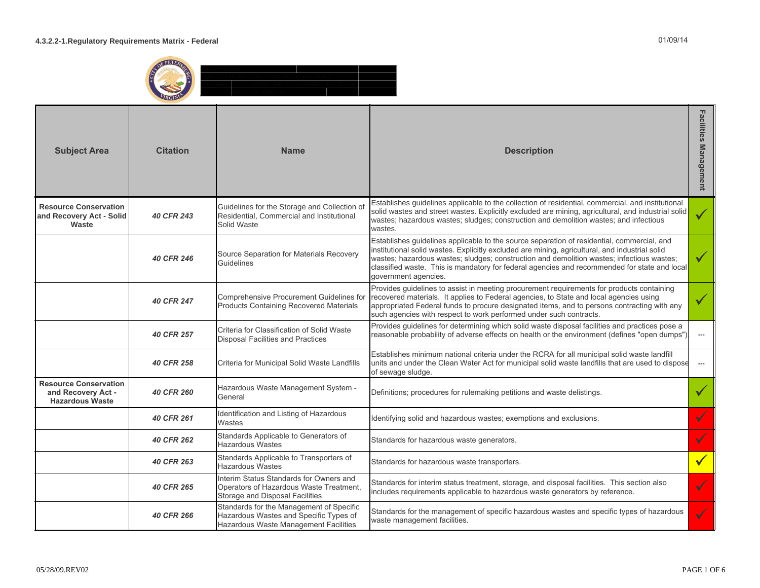**4.3.2.2-1.Regulatory Requirements Matrix - Federal**

01/09/14

| Subject Area | Citation | Name | Description | Facilities Management |
|---|---|---|---|---|
| **Resource Conservation and Recovery Act - Solid Waste** | ***40 CFR 243*** | Guidelines for the Storage and Collection of Residential, Commercial and Institutional Solid Waste | Establishes guidelines applicable to the collection of residential, commercial, and institutional solid wastes and street wastes. Explicitly excluded are mining, agricultural, and industrial solid wastes; hazardous wastes; sludges; construction and demolition wastes; and infectious wastes. | ✓ |
| | ***40 CFR 246*** | Source Separation for Materials Recovery Guidelines | Establishes guidelines applicable to the source separation of residential, commercial, and institutional solid wastes. Explicitly excluded are mining, agricultural, and industrial solid wastes; hazardous wastes; sludges; construction and demolition wastes; infectious wastes; classified waste. This is mandatory for federal agencies and recommended for state and local government agencies. | ✓ |
| | ***40 CFR 247*** | Comprehensive Procurement Guidelines for Products Containing Recovered Materials | Provides guidelines to assist in meeting procurement requirements for products containing recovered materials. It applies to Federal agencies, to State and local agencies using appropriated Federal funds to procure designated items, and to persons contracting with any such agencies with respect to work performed under such contracts. | ✓ |
| | ***40 CFR 257*** | Criteria for Classification of Solid Waste Disposal Facilities and Practices | Provides guidelines for determining which solid waste disposal facilities and practices pose a reasonable probability of adverse effects on health or the environment (defines "open dumps"). | --- |
| | ***40 CFR 258*** | Criteria for Municipal Solid Waste Landfills | Establishes minimum national criteria under the RCRA for all municipal solid waste landfill units and under the Clean Water Act for municipal solid waste landfills that are used to dispose of sewage sludge. | --- |
| **Resource Conservation and Recovery Act - Hazardous Waste** | ***40 CFR 260*** | Hazardous Waste Management System - General | Definitions; procedures for rulemaking petitions and waste delistings. | ✓ |
| | ***40 CFR 261*** | Identification and Listing of Hazardous Wastes | Identifying solid and hazardous wastes; exemptions and exclusions. | ✓ |
| | ***40 CFR 262*** | Standards Applicable to Generators of Hazardous Wastes | Standards for hazardous waste generators. | ✓ |
| | ***40 CFR 263*** | Standards Applicable to Transporters of Hazardous Wastes | Standards for hazardous waste transporters. | ✓ |
| | ***40 CFR 265*** | Interim Status Standards for Owners and Operators of Hazardous Waste Treatment, Storage and Disposal Facilities | Standards for interim status treatment, storage, and disposal facilities. This section also includes requirements applicable to hazardous waste generators by reference. | ✓ |
| | ***40 CFR 266*** | Standards for the Management of Specific Hazardous Wastes and Specific Types of Hazardous Waste Management Facilities | Standards for the management of specific hazardous wastes and specific types of hazardous waste management facilities. | ✓ |

05/28/09.REV02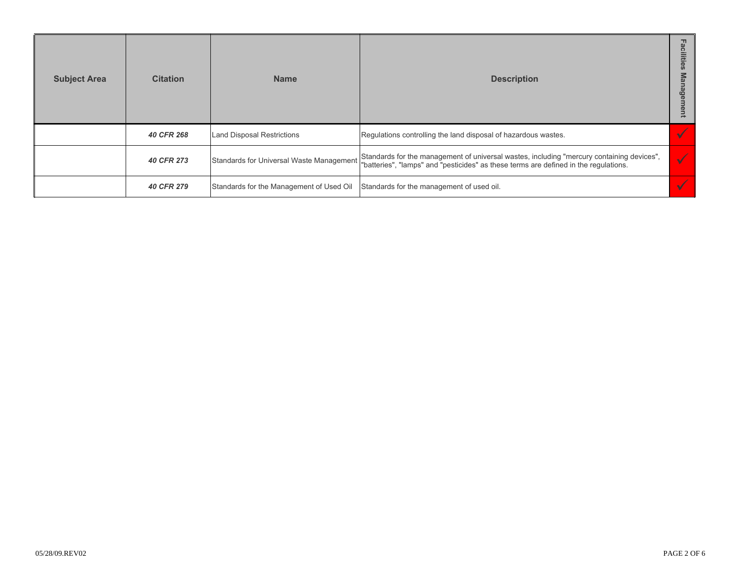| Subject Area | Citation | Name | Description | Facilities Management |
|---|---|---|---|---|
| | ***40 CFR 268*** | Land Disposal Restrictions | Regulations controlling the land disposal of hazardous wastes. | ✓ |
| | ***40 CFR 273*** | Standards for Universal Waste Management | Standards for the management of universal wastes, including "mercury containing devices", "batteries", "lamps" and "pesticides" as these terms are defined in the regulations. | ✓ |
| | ***40 CFR 279*** | Standards for the Management of Used Oil | Standards for the management of used oil. | ✓ |

05/28/09.REV02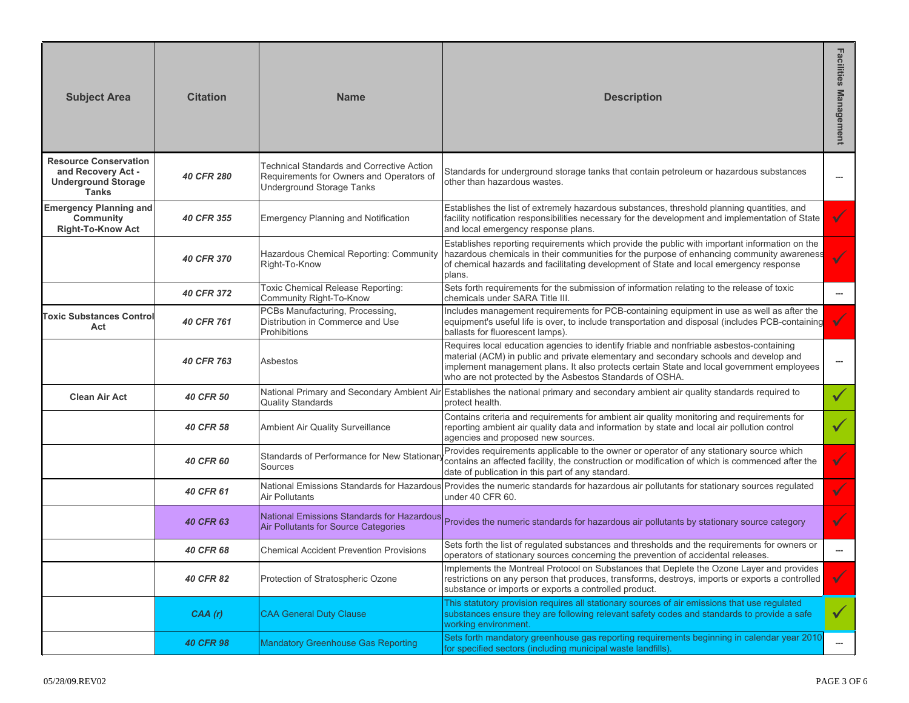| Subject Area | Citation | Name | Description | Facilities Management |
|---|---|---|---|---|
| **Resource Conservation and Recovery Act - Underground Storage Tanks** | ***40 CFR 280*** | Technical Standards and Corrective Action Requirements for Owners and Operators of Underground Storage Tanks | Standards for underground storage tanks that contain petroleum or hazardous substances other than hazardous wastes. | --- |
| **Emergency Planning and Community Right-To-Know Act** | ***40 CFR 355*** | Emergency Planning and Notification | Establishes the list of extremely hazardous substances, threshold planning quantities, and facility notification responsibilities necessary for the development and implementation of State and local emergency response plans. | ✓ |
| | ***40 CFR 370*** | Hazardous Chemical Reporting: Community Right-To-Know | Establishes reporting requirements which provide the public with important information on the hazardous chemicals in their communities for the purpose of enhancing community awareness of chemical hazards and facilitating development of State and local emergency response plans. | ✓ |
| | ***40 CFR 372*** | Toxic Chemical Release Reporting: Community Right-To-Know | Sets forth requirements for the submission of information relating to the release of toxic chemicals under SARA Title III. | --- |
| **Toxic Substances Control Act** | ***40 CFR 761*** | PCBs Manufacturing, Processing, Distribution in Commerce and Use Prohibitions | Includes management requirements for PCB-containing equipment in use as well as after the equipment's useful life is over, to include transportation and disposal (includes PCB-containing ballasts for fluorescent lamps). | ✓ |
| | ***40 CFR 763*** | Asbestos | Requires local education agencies to identify friable and nonfriable asbestos-containing material (ACM) in public and private elementary and secondary schools and develop and implement management plans. It also protects certain State and local government employees who are not protected by the Asbestos Standards of OSHA. | --- |
| **Clean Air Act** | ***40 CFR 50*** | National Primary and Secondary Ambient Air Quality Standards | Establishes the national primary and secondary ambient air quality standards required to protect health. | ✓ |
| | ***40 CFR 58*** | Ambient Air Quality Surveillance | Contains criteria and requirements for ambient air quality monitoring and requirements for reporting ambient air quality data and information by state and local air pollution control agencies and proposed new sources. | ✓ |
| | ***40 CFR 60*** | Standards of Performance for New Stationary Sources | Provides requirements applicable to the owner or operator of any stationary source which contains an affected facility, the construction or modification of which is commenced after the date of publication in this part of any standard. | ✓ |
| | ***40 CFR 61*** | National Emissions Standards for Hazardous Air Pollutants | Provides the numeric standards for hazardous air pollutants for stationary sources regulated under 40 CFR 60. | ✓ |
| | ***40 CFR 63*** | National Emissions Standards for Hazardous Air Pollutants for Source Categories | Provides the numeric standards for hazardous air pollutants by stationary source category | ✓ |
| | ***40 CFR 68*** | Chemical Accident Prevention Provisions | Sets forth the list of regulated substances and thresholds and the requirements for owners or operators of stationary sources concerning the prevention of accidental releases. | --- |
| | ***40 CFR 82*** | Protection of Stratospheric Ozone | Implements the Montreal Protocol on Substances that Deplete the Ozone Layer and provides restrictions on any person that produces, transforms, destroys, imports or exports a controlled substance or imports or exports a controlled product. | ✓ |
| | ***CAA (r)*** | CAA General Duty Clause | This statutory provision requires all stationary sources of air emissions that use regulated substances ensure they are following relevant safety codes and standards to provide a safe working environment. | ✓ |
| | ***40 CFR 98*** | Mandatory Greenhouse Gas Reporting | Sets forth mandatory greenhouse gas reporting requirements beginning in calendar year 2010 for specified sectors (including municipal waste landfills). | --- |

05/28/09.REV02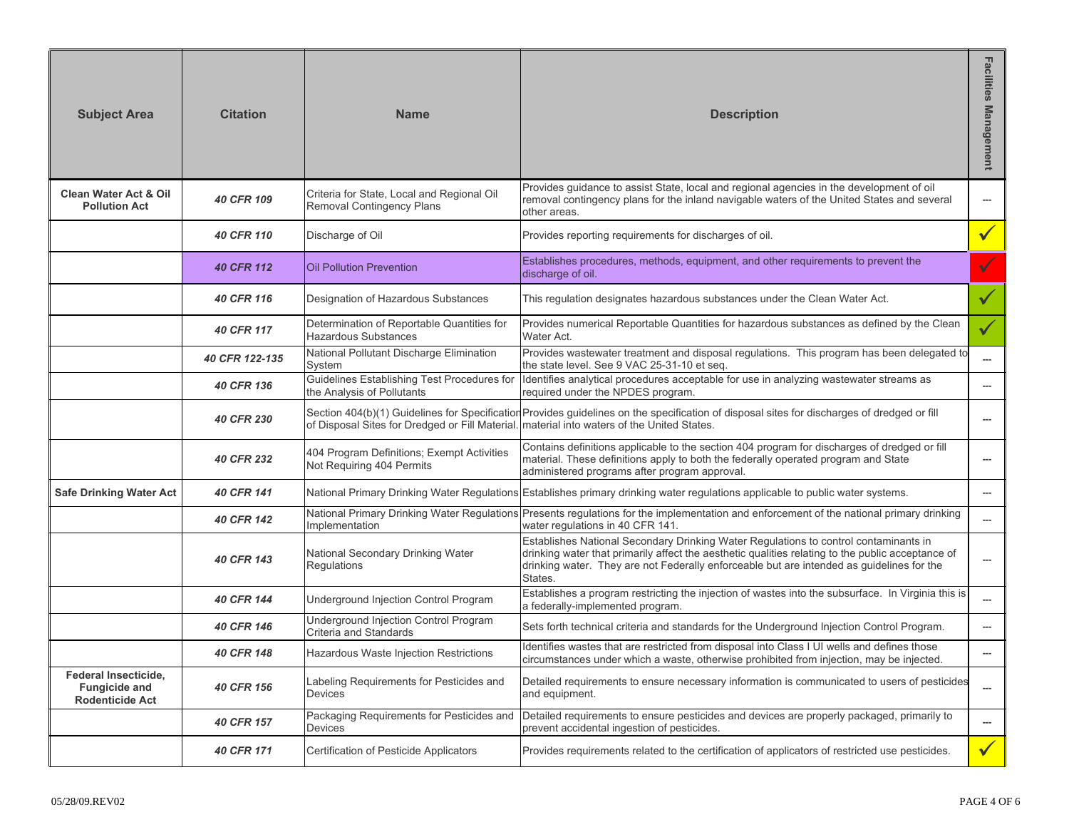| Subject Area | Citation | Name | Description | Facilities Management |
| --- | --- | --- | --- | --- |
| **Clean Water Act & Oil Pollution Act** | ***40 CFR 109*** | Criteria for State, Local and Regional Oil Removal Contingency Plans | Provides guidance to assist State, local and regional agencies in the development of oil removal contingency plans for the inland navigable waters of the United States and several other areas. | --- |
| | ***40 CFR 110*** | Discharge of Oil | Provides reporting requirements for discharges of oil. | ✓ |
| | ***40 CFR 112*** | Oil Pollution Prevention | Establishes procedures, methods, equipment, and other requirements to prevent the discharge of oil. | ✓ |
| | ***40 CFR 116*** | Designation of Hazardous Substances | This regulation designates hazardous substances under the Clean Water Act. | ✓ |
| | ***40 CFR 117*** | Determination of Reportable Quantities for Hazardous Substances | Provides numerical Reportable Quantities for hazardous substances as defined by the Clean Water Act. | ✓ |
| | ***40 CFR 122-135*** | National Pollutant Discharge Elimination System | Provides wastewater treatment and disposal regulations. This program has been delegated to the state level. See 9 VAC 25-31-10 et seq. | --- |
| | ***40 CFR 136*** | Guidelines Establishing Test Procedures for the Analysis of Pollutants | Identifies analytical procedures acceptable for use in analyzing wastewater streams as required under the NPDES program. | --- |
| | ***40 CFR 230*** | Section 404(b)(1) Guidelines for Specification of Disposal Sites for Dredged or Fill Material. | Provides guidelines on the specification of disposal sites for discharges of dredged or fill material into waters of the United States. | --- |
| | ***40 CFR 232*** | 404 Program Definitions; Exempt Activities Not Requiring 404 Permits | Contains definitions applicable to the section 404 program for discharges of dredged or fill material. These definitions apply to both the federally operated program and State administered programs after program approval. | --- |
| **Safe Drinking Water Act** | ***40 CFR 141*** | National Primary Drinking Water Regulations | Establishes primary drinking water regulations applicable to public water systems. | --- |
| | ***40 CFR 142*** | National Primary Drinking Water Regulations Implementation | Presents regulations for the implementation and enforcement of the national primary drinking water regulations in 40 CFR 141. | --- |
| | ***40 CFR 143*** | National Secondary Drinking Water Regulations | Establishes National Secondary Drinking Water Regulations to control contaminants in drinking water that primarily affect the aesthetic qualities relating to the public acceptance of drinking water. They are not Federally enforceable but are intended as guidelines for the States. | --- |
| | ***40 CFR 144*** | Underground Injection Control Program | Establishes a program restricting the injection of wastes into the subsurface. In Virginia this is a federally-implemented program. | --- |
| | ***40 CFR 146*** | Underground Injection Control Program Criteria and Standards | Sets forth technical criteria and standards for the Underground Injection Control Program. | --- |
| | ***40 CFR 148*** | Hazardous Waste Injection Restrictions | Identifies wastes that are restricted from disposal into Class I UI wells and defines those circumstances under which a waste, otherwise prohibited from injection, may be injected. | --- |
| **Federal Insecticide, Fungicide and Rodenticide Act** | ***40 CFR 156*** | Labeling Requirements for Pesticides and Devices | Detailed requirements to ensure necessary information is communicated to users of pesticides and equipment. | --- |
| | ***40 CFR 157*** | Packaging Requirements for Pesticides and Devices | Detailed requirements to ensure pesticides and devices are properly packaged, primarily to prevent accidental ingestion of pesticides. | --- |
| | ***40 CFR 171*** | Certification of Pesticide Applicators | Provides requirements related to the certification of applicators of restricted use pesticides. | ✓ |

05/28/09.REV02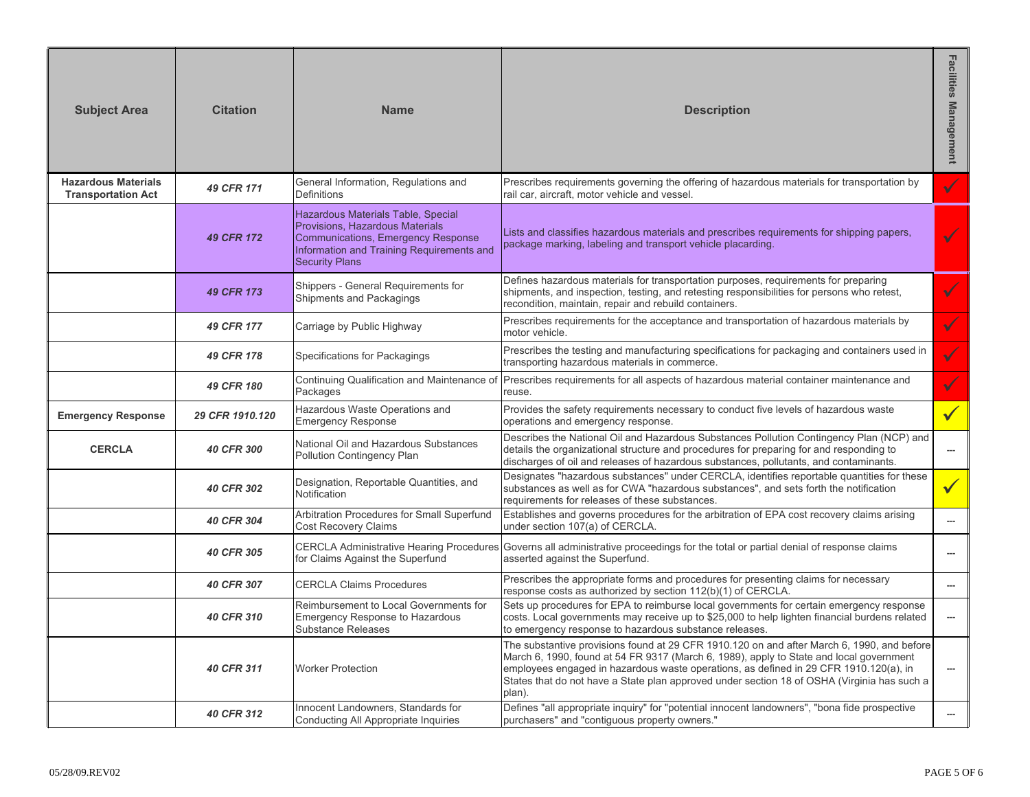| Subject Area | Citation | Name | Description | Facilities Management |
| --- | --- | --- | --- | --- |
| **Hazardous Materials Transportation Act** | ***49 CFR 171*** | General Information, Regulations and Definitions | Prescribes requirements governing the offering of hazardous materials for transportation by rail car, aircraft, motor vehicle and vessel. | ✓ |
| | ***49 CFR 172*** | Hazardous Materials Table, Special Provisions, Hazardous Materials Communications, Emergency Response Information and Training Requirements and Security Plans | Lists and classifies hazardous materials and prescribes requirements for shipping papers, package marking, labeling and transport vehicle placarding. | ✓ |
| | ***49 CFR 173*** | Shippers - General Requirements for Shipments and Packagings | Defines hazardous materials for transportation purposes, requirements for preparing shipments, and inspection, testing, and retesting responsibilities for persons who retest, recondition, maintain, repair and rebuild containers. | ✓ |
| | ***49 CFR 177*** | Carriage by Public Highway | Prescribes requirements for the acceptance and transportation of hazardous materials by motor vehicle. | ✓ |
| | ***49 CFR 178*** | Specifications for Packagings | Prescribes the testing and manufacturing specifications for packaging and containers used in transporting hazardous materials in commerce. | ✓ |
| | ***49 CFR 180*** | Continuing Qualification and Maintenance of Packages | Prescribes requirements for all aspects of hazardous material container maintenance and reuse. | ✓ |
| **Emergency Response** | ***29 CFR 1910.120*** | Hazardous Waste Operations and Emergency Response | Provides the safety requirements necessary to conduct five levels of hazardous waste operations and emergency response. | ✓ |
| **CERCLA** | ***40 CFR 300*** | National Oil and Hazardous Substances Pollution Contingency Plan | Describes the National Oil and Hazardous Substances Pollution Contingency Plan (NCP) and details the organizational structure and procedures for preparing for and responding to discharges of oil and releases of hazardous substances, pollutants, and contaminants. | --- |
| | ***40 CFR 302*** | Designation, Reportable Quantities, and Notification | Designates "hazardous substances" under CERCLA, identifies reportable quantities for these substances as well as for CWA "hazardous substances", and sets forth the notification requirements for releases of these substances. | ✓ |
| | ***40 CFR 304*** | Arbitration Procedures for Small Superfund Cost Recovery Claims | Establishes and governs procedures for the arbitration of EPA cost recovery claims arising under section 107(a) of CERCLA. | --- |
| | ***40 CFR 305*** | CERCLA Administrative Hearing Procedures for Claims Against the Superfund | Governs all administrative proceedings for the total or partial denial of response claims asserted against the Superfund. | --- |
| | ***40 CFR 307*** | CERCLA Claims Procedures | Prescribes the appropriate forms and procedures for presenting claims for necessary response costs as authorized by section 112(b)(1) of CERCLA. | --- |
| | ***40 CFR 310*** | Reimbursement to Local Governments for Emergency Response to Hazardous Substance Releases | Sets up procedures for EPA to reimburse local governments for certain emergency response costs. Local governments may receive up to $25,000 to help lighten financial burdens related to emergency response to hazardous substance releases. | --- |
| | ***40 CFR 311*** | Worker Protection | The substantive provisions found at 29 CFR 1910.120 on and after March 6, 1990, and before March 6, 1990, found at 54 FR 9317 (March 6, 1989), apply to State and local government employees engaged in hazardous waste operations, as defined in 29 CFR 1910.120(a), in States that do not have a State plan approved under section 18 of OSHA (Virginia has such a plan). | --- |
| | ***40 CFR 312*** | Innocent Landowners, Standards for Conducting All Appropriate Inquiries | Defines "all appropriate inquiry" for "potential innocent landowners", "bona fide prospective purchasers" and "contiguous property owners." | --- |

05/28/09.REV02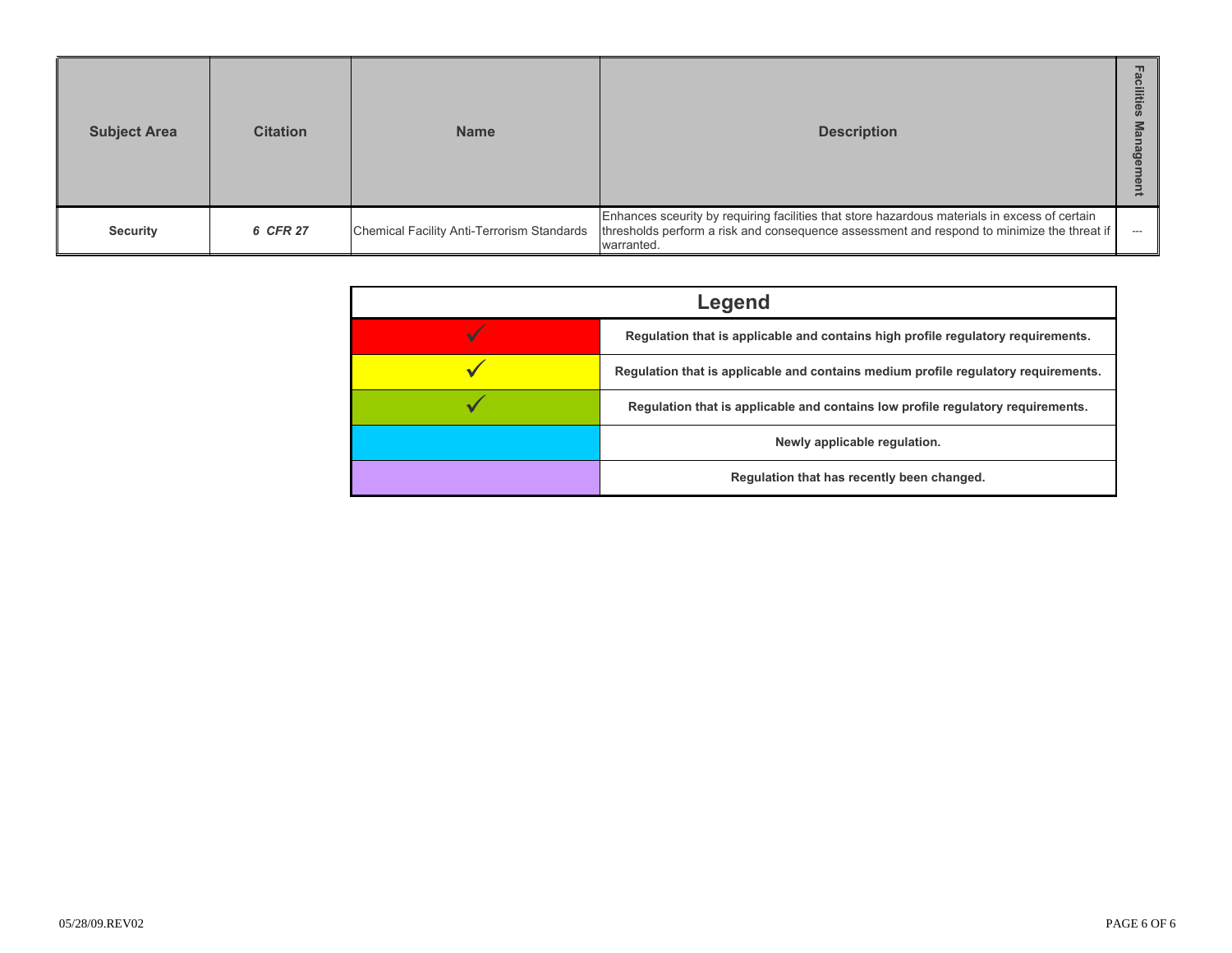| Subject Area | Citation | Name | Description | Facilities Management |
|---|---|---|---|---|
| **Security** | ***6 CFR 27*** | Chemical Facility Anti-Terrorism Standards | Enhances sceurity by requiring facilities that store hazardous materials in excess of certain thresholds perform a risk and consequence assessment and respond to minimize the threat if warranted. | --- |

| Legend | |
|---|---|
| ✓ (red) | **Regulation that is applicable and contains high profile regulatory requirements.** |
| ✓ (yellow) | **Regulation that is applicable and contains medium profile regulatory requirements.** |
| ✓ (green) | **Regulation that is applicable and contains low profile regulatory requirements.** |
| (blue) | **Newly applicable regulation.** |
| (purple) | **Regulation that has recently been changed.** |

05/28/09.REV02